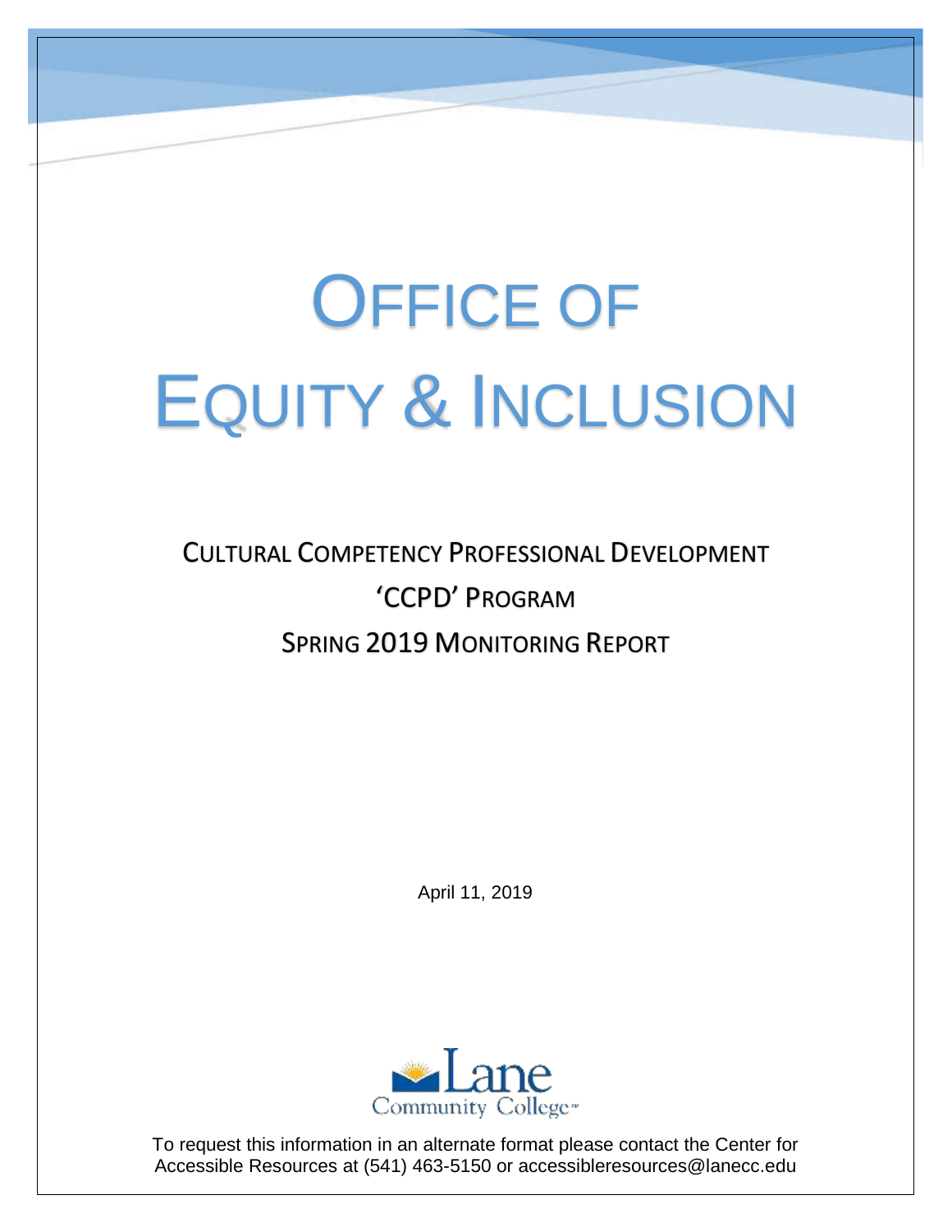# OFFICE OF EQUITY & INCLUSION

## CULTURAL COMPETENCY PROFESSIONAL DEVELOPMENT 'CCPD' PROGRAM SPRING 2019 MONITORING REPORT

April 11, 2019

Lane Community College

To request this information in an alternate format please contact the Center for Accessible Resources at (541) 463-5150 or accessibleresources@lanecc.edu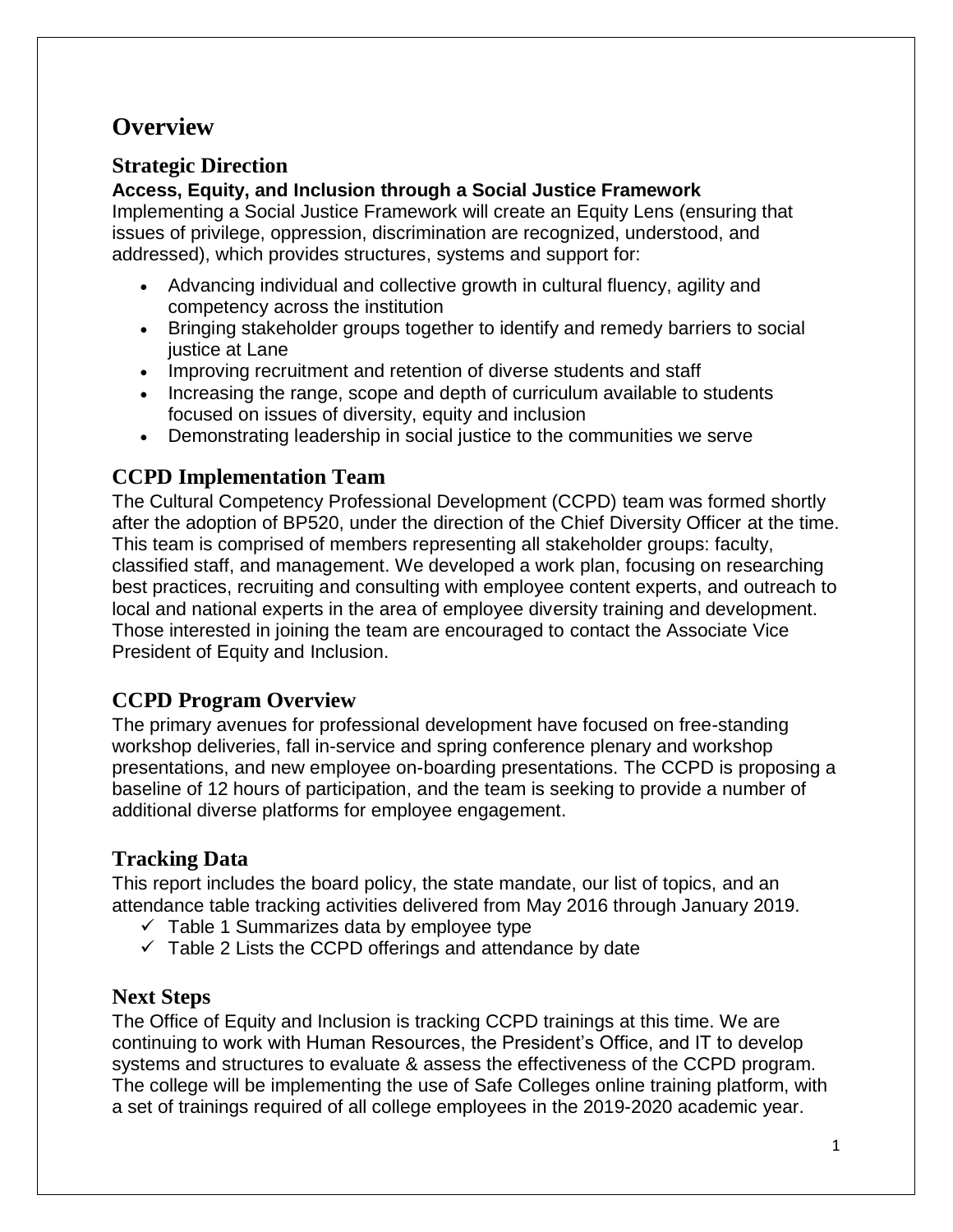# Overview

## Strategic Direction

**Access, Equity, and Inclusion through a Social Justice Framework**

Implementing a Social Justice Framework will create an Equity Lens (ensuring that issues of privilege, oppression, discrimination are recognized, understood, and addressed), which provides structures, systems and support for:

- Advancing individual and collective growth in cultural fluency, agility and competency across the institution
- Bringing stakeholder groups together to identify and remedy barriers to social justice at Lane
- Improving recruitment and retention of diverse students and staff
- Increasing the range, scope and depth of curriculum available to students focused on issues of diversity, equity and inclusion
- Demonstrating leadership in social justice to the communities we serve

## CCPD Implementation Team

The Cultural Competency Professional Development (CCPD) team was formed shortly after the adoption of BP520, under the direction of the Chief Diversity Officer at the time. This team is comprised of members representing all stakeholder groups: faculty, classified staff, and management. We developed a work plan, focusing on researching best practices, recruiting and consulting with employee content experts, and outreach to local and national experts in the area of employee diversity training and development. Those interested in joining the team are encouraged to contact the Associate Vice President of Equity and Inclusion.

## CCPD Program Overview

The primary avenues for professional development have focused on free-standing workshop deliveries, fall in-service and spring conference plenary and workshop presentations, and new employee on-boarding presentations. The CCPD is proposing a baseline of 12 hours of participation, and the team is seeking to provide a number of additional diverse platforms for employee engagement.

## Tracking Data

This report includes the board policy, the state mandate, our list of topics, and an attendance table tracking activities delivered from May 2016 through January 2019.

- ✓ Table 1 Summarizes data by employee type
- ✓ Table 2 Lists the CCPD offerings and attendance by date

## Next Steps

The Office of Equity and Inclusion is tracking CCPD trainings at this time. We are continuing to work with Human Resources, the President's Office, and IT to develop systems and structures to evaluate & assess the effectiveness of the CCPD program. The college will be implementing the use of Safe Colleges online training platform, with a set of trainings required of all college employees in the 2019-2020 academic year.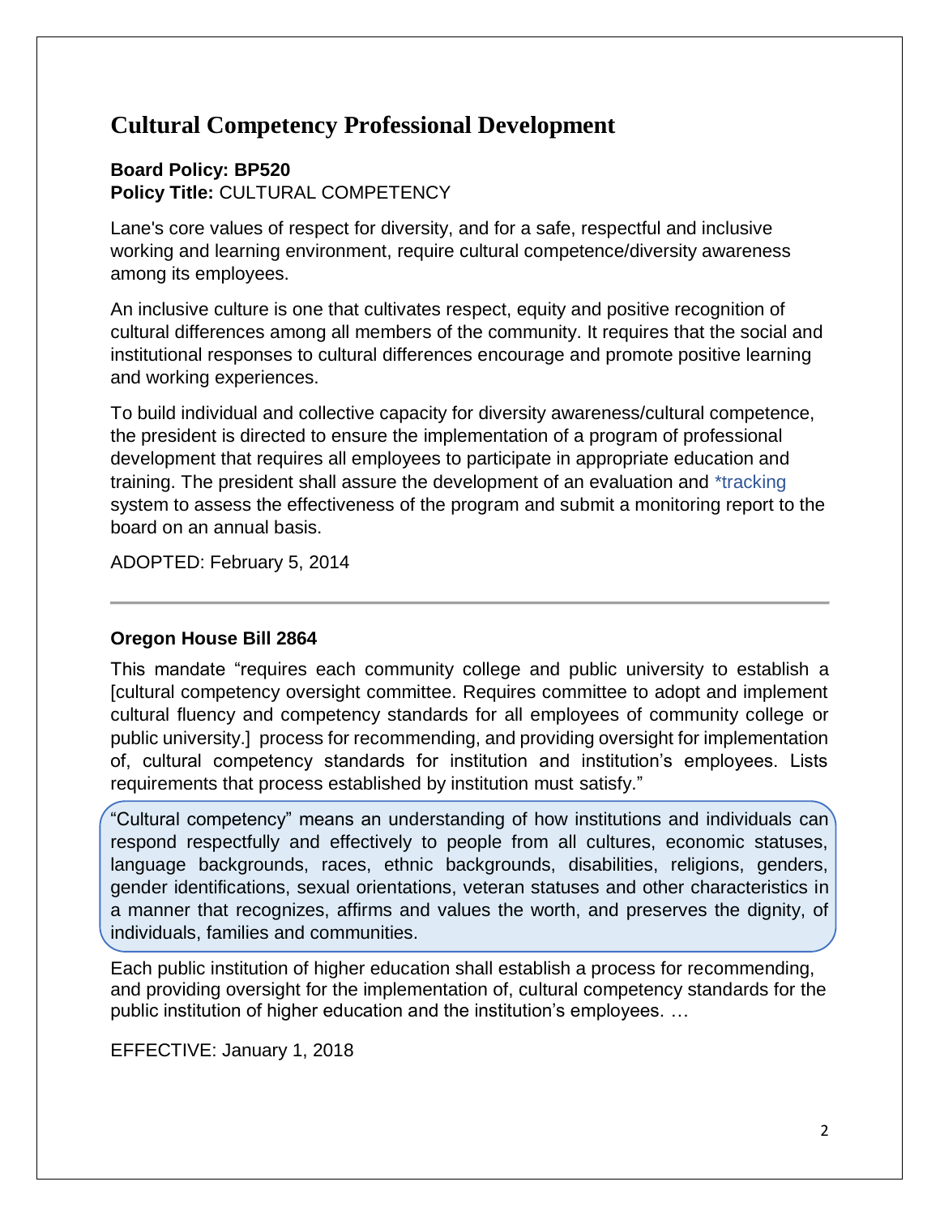# Cultural Competency Professional Development

**Board Policy: BP520**
**Policy Title:** CULTURAL COMPETENCY

Lane's core values of respect for diversity, and for a safe, respectful and inclusive working and learning environment, require cultural competence/diversity awareness among its employees.

An inclusive culture is one that cultivates respect, equity and positive recognition of cultural differences among all members of the community. It requires that the social and institutional responses to cultural differences encourage and promote positive learning and working experiences.

To build individual and collective capacity for diversity awareness/cultural competence, the president is directed to ensure the implementation of a program of professional development that requires all employees to participate in appropriate education and training. The president shall assure the development of an evaluation and *tracking system to assess the effectiveness of the program and submit a monitoring report to the board on an annual basis.

ADOPTED: February 5, 2014

---

**Oregon House Bill 2864**

This mandate "requires each community college and public university to establish a [cultural competency oversight committee. Requires committee to adopt and implement cultural fluency and competency standards for all employees of community college or public university.] process for recommending, and providing oversight for implementation of, cultural competency standards for institution and institution's employees. Lists requirements that process established by institution must satisfy."

"Cultural competency" means an understanding of how institutions and individuals can respond respectfully and effectively to people from all cultures, economic statuses, language backgrounds, races, ethnic backgrounds, disabilities, religions, genders, gender identifications, sexual orientations, veteran statuses and other characteristics in a manner that recognizes, affirms and values the worth, and preserves the dignity, of individuals, families and communities.

Each public institution of higher education shall establish a process for recommending, and providing oversight for the implementation of, cultural competency standards for the public institution of higher education and the institution's employees. …

EFFECTIVE: January 1, 2018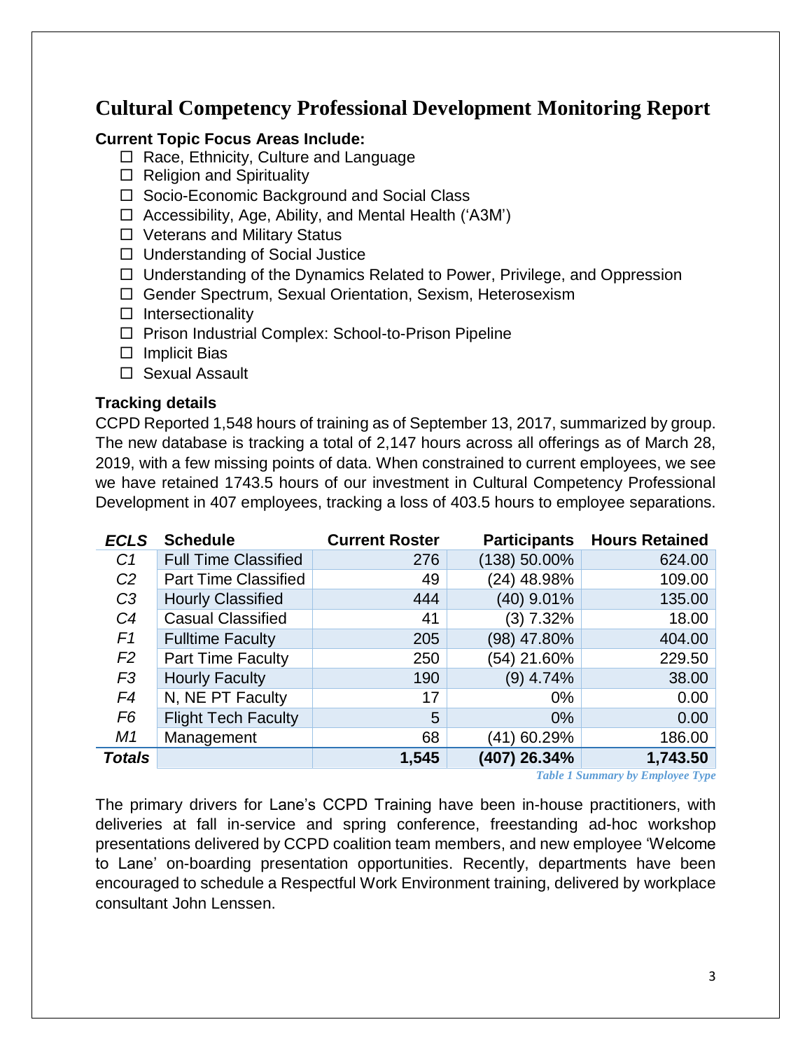# Cultural Competency Professional Development Monitoring Report

**Current Topic Focus Areas Include:**

- ☐ Race, Ethnicity, Culture and Language
- ☐ Religion and Spirituality
- ☐ Socio-Economic Background and Social Class
- ☐ Accessibility, Age, Ability, and Mental Health ('A3M')
- ☐ Veterans and Military Status
- ☐ Understanding of Social Justice
- ☐ Understanding of the Dynamics Related to Power, Privilege, and Oppression
- ☐ Gender Spectrum, Sexual Orientation, Sexism, Heterosexism
- ☐ Intersectionality
- ☐ Prison Industrial Complex: School-to-Prison Pipeline
- ☐ Implicit Bias
- ☐ Sexual Assault

**Tracking details**

CCPD Reported 1,548 hours of training as of September 13, 2017, summarized by group. The new database is tracking a total of 2,147 hours across all offerings as of March 28, 2019, with a few missing points of data. When constrained to current employees, we see we have retained 1743.5 hours of our investment in Cultural Competency Professional Development in 407 employees, tracking a loss of 403.5 hours to employee separations.

| *ECLS* | Schedule | Current Roster | Participants | Hours Retained |
|---|---|---|---|---|
| *C1* | Full Time Classified | 276 | (138) 50.00% | 624.00 |
| *C2* | Part Time Classified | 49 | (24) 48.98% | 109.00 |
| *C3* | Hourly Classified | 444 | (40) 9.01% | 135.00 |
| *C4* | Casual Classified | 41 | (3) 7.32% | 18.00 |
| *F1* | Fulltime Faculty | 205 | (98) 47.80% | 404.00 |
| *F2* | Part Time Faculty | 250 | (54) 21.60% | 229.50 |
| *F3* | Hourly Faculty | 190 | (9) 4.74% | 38.00 |
| *F4* | N, NE PT Faculty | 17 | 0% | 0.00 |
| *F6* | Flight Tech Faculty | 5 | 0% | 0.00 |
| *M1* | Management | 68 | (41) 60.29% | 186.00 |
| ***Totals*** | | **1,545** | **(407) 26.34%** | **1,743.50** |

*Table 1 Summary by Employee Type*

The primary drivers for Lane's CCPD Training have been in-house practitioners, with deliveries at fall in-service and spring conference, freestanding ad-hoc workshop presentations delivered by CCPD coalition team members, and new employee 'Welcome to Lane' on-boarding presentation opportunities. Recently, departments have been encouraged to schedule a Respectful Work Environment training, delivered by workplace consultant John Lenssen.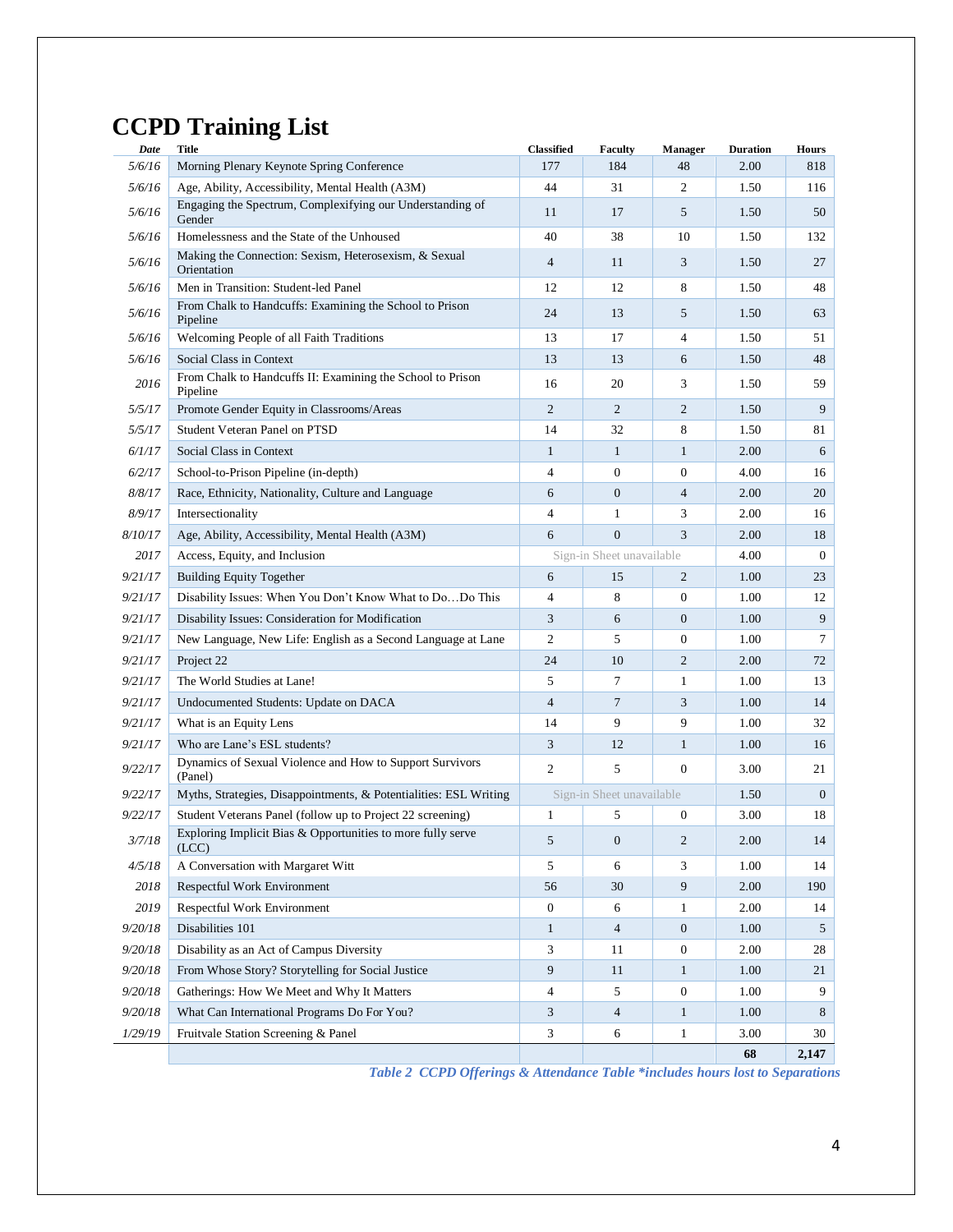# CCPD Training List

| Date | Title | Classified | Faculty | Manager | Duration | Hours |
|---|---|---|---|---|---|---|
| 5/6/16 | Morning Plenary Keynote Spring Conference | 177 | 184 | 48 | 2.00 | 818 |
| 5/6/16 | Age, Ability, Accessibility, Mental Health (A3M) | 44 | 31 | 2 | 1.50 | 116 |
| 5/6/16 | Engaging the Spectrum, Complexifying our Understanding of Gender | 11 | 17 | 5 | 1.50 | 50 |
| 5/6/16 | Homelessness and the State of the Unhoused | 40 | 38 | 10 | 1.50 | 132 |
| 5/6/16 | Making the Connection: Sexism, Heterosexism, & Sexual Orientation | 4 | 11 | 3 | 1.50 | 27 |
| 5/6/16 | Men in Transition: Student-led Panel | 12 | 12 | 8 | 1.50 | 48 |
| 5/6/16 | From Chalk to Handcuffs: Examining the School to Prison Pipeline | 24 | 13 | 5 | 1.50 | 63 |
| 5/6/16 | Welcoming People of all Faith Traditions | 13 | 17 | 4 | 1.50 | 51 |
| 5/6/16 | Social Class in Context | 13 | 13 | 6 | 1.50 | 48 |
| 2016 | From Chalk to Handcuffs II: Examining the School to Prison Pipeline | 16 | 20 | 3 | 1.50 | 59 |
| 5/5/17 | Promote Gender Equity in Classrooms/Areas | 2 | 2 | 2 | 1.50 | 9 |
| 5/5/17 | Student Veteran Panel on PTSD | 14 | 32 | 8 | 1.50 | 81 |
| 6/1/17 | Social Class in Context | 1 | 1 | 1 | 2.00 | 6 |
| 6/2/17 | School-to-Prison Pipeline (in-depth) | 4 | 0 | 0 | 4.00 | 16 |
| 8/8/17 | Race, Ethnicity, Nationality, Culture and Language | 6 | 0 | 4 | 2.00 | 20 |
| 8/9/17 | Intersectionality | 4 | 1 | 3 | 2.00 | 16 |
| 8/10/17 | Age, Ability, Accessibility, Mental Health (A3M) | 6 | 0 | 3 | 2.00 | 18 |
| 2017 | Access, Equity, and Inclusion | Sign-in Sheet unavailable | | | 4.00 | 0 |
| 9/21/17 | Building Equity Together | 6 | 15 | 2 | 1.00 | 23 |
| 9/21/17 | Disability Issues: When You Don't Know What to Do…Do This | 4 | 8 | 0 | 1.00 | 12 |
| 9/21/17 | Disability Issues: Consideration for Modification | 3 | 6 | 0 | 1.00 | 9 |
| 9/21/17 | New Language, New Life: English as a Second Language at Lane | 2 | 5 | 0 | 1.00 | 7 |
| 9/21/17 | Project 22 | 24 | 10 | 2 | 2.00 | 72 |
| 9/21/17 | The World Studies at Lane! | 5 | 7 | 1 | 1.00 | 13 |
| 9/21/17 | Undocumented Students: Update on DACA | 4 | 7 | 3 | 1.00 | 14 |
| 9/21/17 | What is an Equity Lens | 14 | 9 | 9 | 1.00 | 32 |
| 9/21/17 | Who are Lane's ESL students? | 3 | 12 | 1 | 1.00 | 16 |
| 9/22/17 | Dynamics of Sexual Violence and How to Support Survivors (Panel) | 2 | 5 | 0 | 3.00 | 21 |
| 9/22/17 | Myths, Strategies, Disappointments, & Potentialities: ESL Writing | Sign-in Sheet unavailable | | | 1.50 | 0 |
| 9/22/17 | Student Veterans Panel (follow up to Project 22 screening) | 1 | 5 | 0 | 3.00 | 18 |
| 3/7/18 | Exploring Implicit Bias & Opportunities to more fully serve (LCC) | 5 | 0 | 2 | 2.00 | 14 |
| 4/5/18 | A Conversation with Margaret Witt | 5 | 6 | 3 | 1.00 | 14 |
| 2018 | Respectful Work Environment | 56 | 30 | 9 | 2.00 | 190 |
| 2019 | Respectful Work Environment | 0 | 6 | 1 | 2.00 | 14 |
| 9/20/18 | Disabilities 101 | 1 | 4 | 0 | 1.00 | 5 |
| 9/20/18 | Disability as an Act of Campus Diversity | 3 | 11 | 0 | 2.00 | 28 |
| 9/20/18 | From Whose Story? Storytelling for Social Justice | 9 | 11 | 1 | 1.00 | 21 |
| 9/20/18 | Gatherings: How We Meet and Why It Matters | 4 | 5 | 0 | 1.00 | 9 |
| 9/20/18 | What Can International Programs Do For You? | 3 | 4 | 1 | 1.00 | 8 |
| 1/29/19 | Fruitvale Station Screening & Panel | 3 | 6 | 1 | 3.00 | 30 |
| | | | | | **68** | **2,147** |

*Table 2 CCPD Offerings & Attendance Table *includes hours lost to Separations*